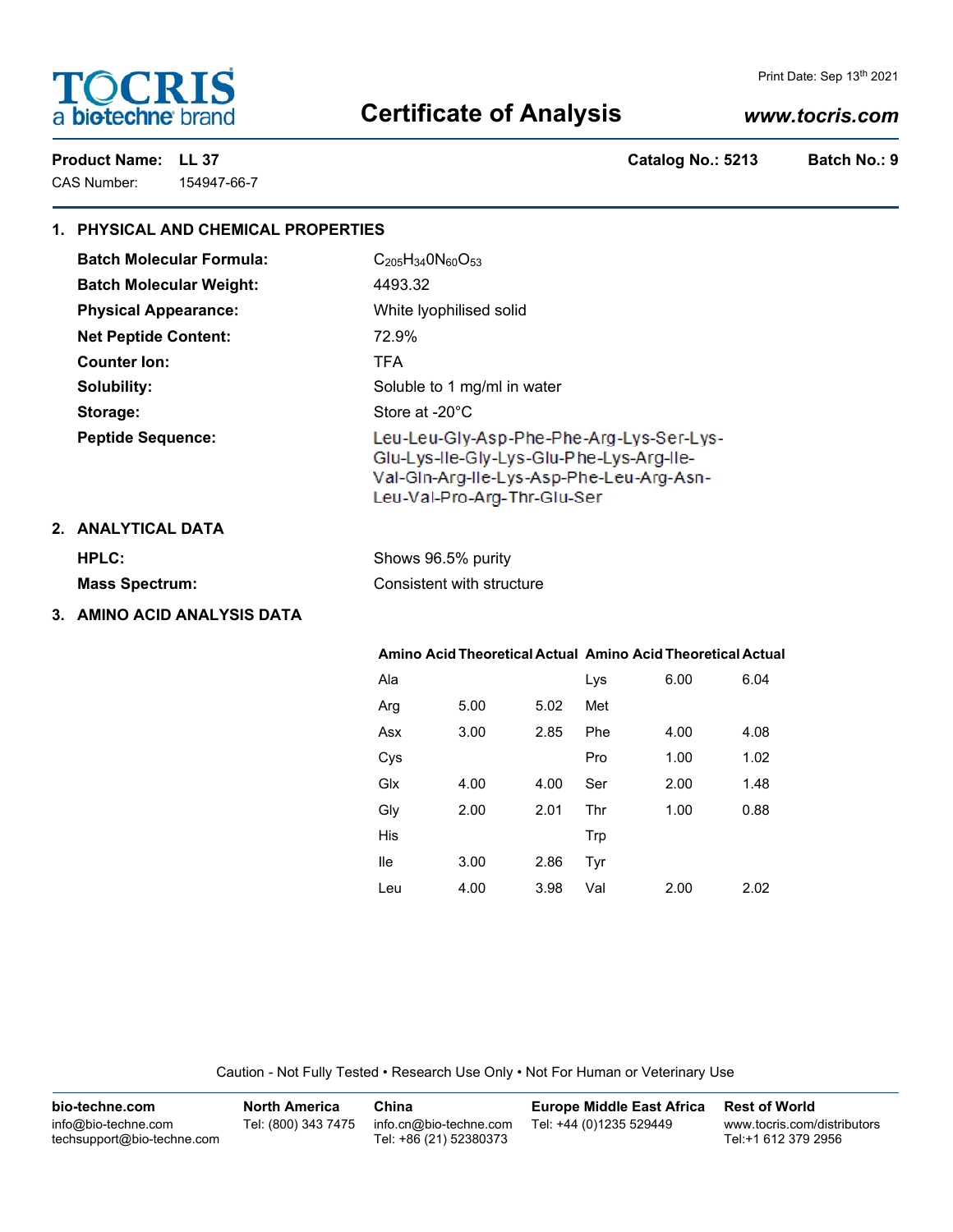# TOCRIS
a biotechne brand

Print Date: Sep 13th 2021

## Certificate of Analysis

www.tocris.com

**Product Name:** LL 37 **Catalog No.:** 5213 **Batch No.:** 9

CAS Number: 154947-66-7

### 1. PHYSICAL AND CHEMICAL PROPERTIES

**Batch Molecular Formula:** $C_{205}H_{340}N_{60}O_{53}$

**Batch Molecular Weight:** 4493.32

**Physical Appearance:** White lyophilised solid

**Net Peptide Content:** 72.9%

**Counter Ion:** TFA

**Solubility:** Soluble to 1 mg/ml in water

**Storage:** Store at -20°C

**Peptide Sequence:** Leu-Leu-Gly-Asp-Phe-Phe-Arg-Lys-Ser-Lys-Glu-Lys-Ile-Gly-Lys-Glu-Phe-Lys-Arg-Ile-Val-Gln-Arg-Ile-Lys-Asp-Phe-Leu-Arg-Asn-Leu-Val-Pro-Arg-Thr-Glu-Ser

### 2. ANALYTICAL DATA

**HPLC:** Shows 96.5% purity

**Mass Spectrum:** Consistent with structure

### 3. AMINO ACID ANALYSIS DATA

| Amino Acid | Theoretical | Actual | Amino Acid | Theoretical | Actual |
|---|---|---|---|---|---|
| Ala | | | Lys | 6.00 | 6.04 |
| Arg | 5.00 | 5.02 | Met | | |
| Asx | 3.00 | 2.85 | Phe | 4.00 | 4.08 |
| Cys | | | Pro | 1.00 | 1.02 |
| Glx | 4.00 | 4.00 | Ser | 2.00 | 1.48 |
| Gly | 2.00 | 2.01 | Thr | 1.00 | 0.88 |
| His | | | Trp | | |
| Ile | 3.00 | 2.86 | Tyr | | |
| Leu | 4.00 | 3.98 | Val | 2.00 | 2.02 |

Caution - Not Fully Tested • Research Use Only • Not For Human or Veterinary Use

**bio-techne.com**
info@bio-techne.com
techsupport@bio-techne.com

**North America**
Tel: (800) 343 7475

**China**
info.cn@bio-techne.com
Tel: +86 (21) 52380373

**Europe Middle East Africa**
Tel: +44 (0)1235 529449

**Rest of World**
www.tocris.com/distributors
Tel:+1 612 379 2956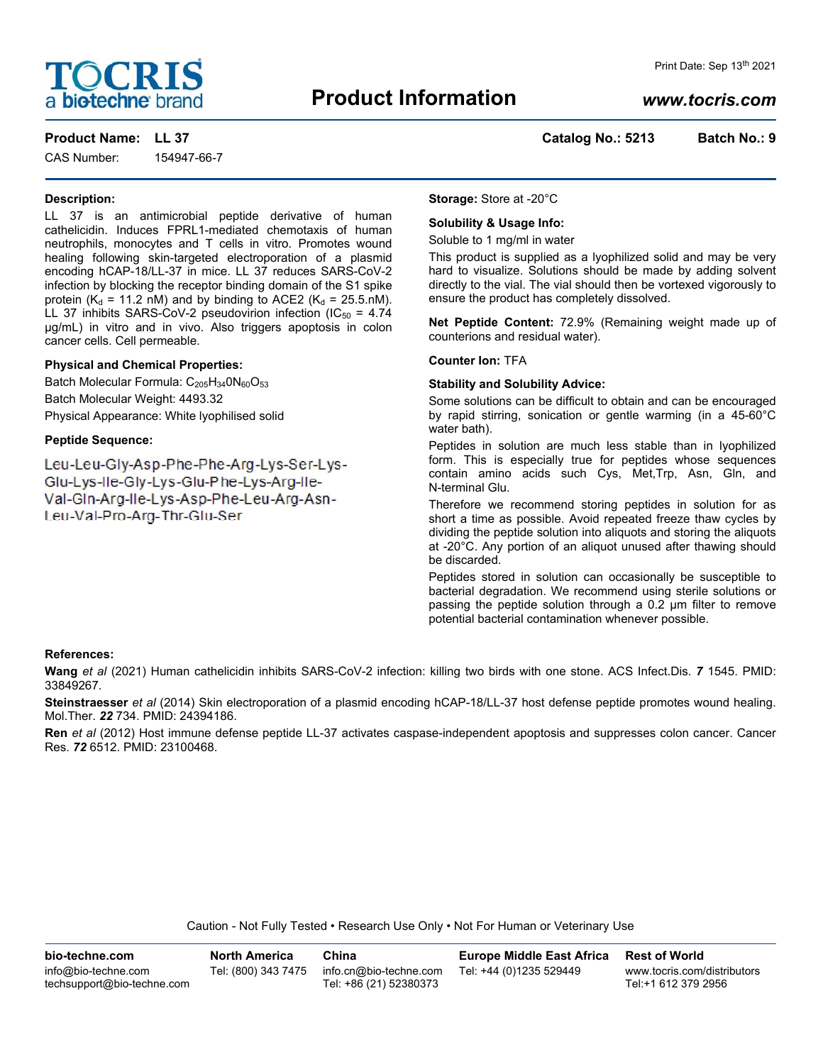# Product Information

www.tocris.com

**Product Name: LL 37** **Catalog No.: 5213** **Batch No.: 9**

CAS Number: 154947-66-7

**Description:**

LL 37 is an antimicrobial peptide derivative of human cathelicidin. Induces FPRL1-mediated chemotaxis of human neutrophils, monocytes and T cells in vitro. Promotes wound healing following skin-targeted electroporation of a plasmid encoding hCAP-18/LL-37 in mice. LL 37 reduces SARS-CoV-2 infection by blocking the receptor binding domain of the S1 spike protein ($K_d$ = 11.2 nM) and by binding to ACE2 ($K_d$ = 25.5.nM). LL 37 inhibits SARS-CoV-2 pseudovirion infection ($IC_{50}$ = 4.74 μg/mL) in vitro and in vivo. Also triggers apoptosis in colon cancer cells. Cell permeable.

**Physical and Chemical Properties:**

Batch Molecular Formula: $C_{205}H_{340}N_{60}O_{53}$

Batch Molecular Weight: 4493.32

Physical Appearance: White lyophilised solid

**Peptide Sequence:**

Leu-Leu-Gly-Asp-Phe-Phe-Arg-Lys-Ser-Lys-Glu-Lys-Ile-Gly-Lys-Glu-Phe-Lys-Arg-Ile-Val-Gln-Arg-Ile-Lys-Asp-Phe-Leu-Arg-Asn-Leu-Val-Pro-Arg-Thr-Glu-Ser

**Storage:** Store at -20°C

**Solubility & Usage Info:**

Soluble to 1 mg/ml in water

This product is supplied as a lyophilized solid and may be very hard to visualize. Solutions should be made by adding solvent directly to the vial. The vial should then be vortexed vigorously to ensure the product has completely dissolved.

**Net Peptide Content:** 72.9% (Remaining weight made up of counterions and residual water).

**Counter Ion:** TFA

**Stability and Solubility Advice:**

Some solutions can be difficult to obtain and can be encouraged by rapid stirring, sonication or gentle warming (in a 45-60°C water bath).

Peptides in solution are much less stable than in lyophilized form. This is especially true for peptides whose sequences contain amino acids such Cys, Met,Trp, Asn, Gln, and N-terminal Glu.

Therefore we recommend storing peptides in solution for as short a time as possible. Avoid repeated freeze thaw cycles by dividing the peptide solution into aliquots and storing the aliquots at -20°C. Any portion of an aliquot unused after thawing should be discarded.

Peptides stored in solution can occasionally be susceptible to bacterial degradation. We recommend using sterile solutions or passing the peptide solution through a 0.2 μm filter to remove potential bacterial contamination whenever possible.

**References:**

**Wang** *et al* (2021) Human cathelicidin inhibits SARS-CoV-2 infection: killing two birds with one stone. ACS Infect.Dis. ***7*** 1545. PMID: 33849267.

**Steinstraesser** *et al* (2014) Skin electroporation of a plasmid encoding hCAP-18/LL-37 host defense peptide promotes wound healing. Mol.Ther. ***22*** 734. PMID: 24394186.

**Ren** *et al* (2012) Host immune defense peptide LL-37 activates caspase-independent apoptosis and suppresses colon cancer. Cancer Res. ***72*** 6512. PMID: 23100468.

Caution - Not Fully Tested • Research Use Only • Not For Human or Veterinary Use

**bio-techne.com**
info@bio-techne.com
techsupport@bio-techne.com

**North America**
Tel: (800) 343 7475

**China**
info.cn@bio-techne.com
Tel: +86 (21) 52380373

**Europe Middle East Africa**
Tel: +44 (0)1235 529449

**Rest of World**
www.tocris.com/distributors
Tel:+1 612 379 2956